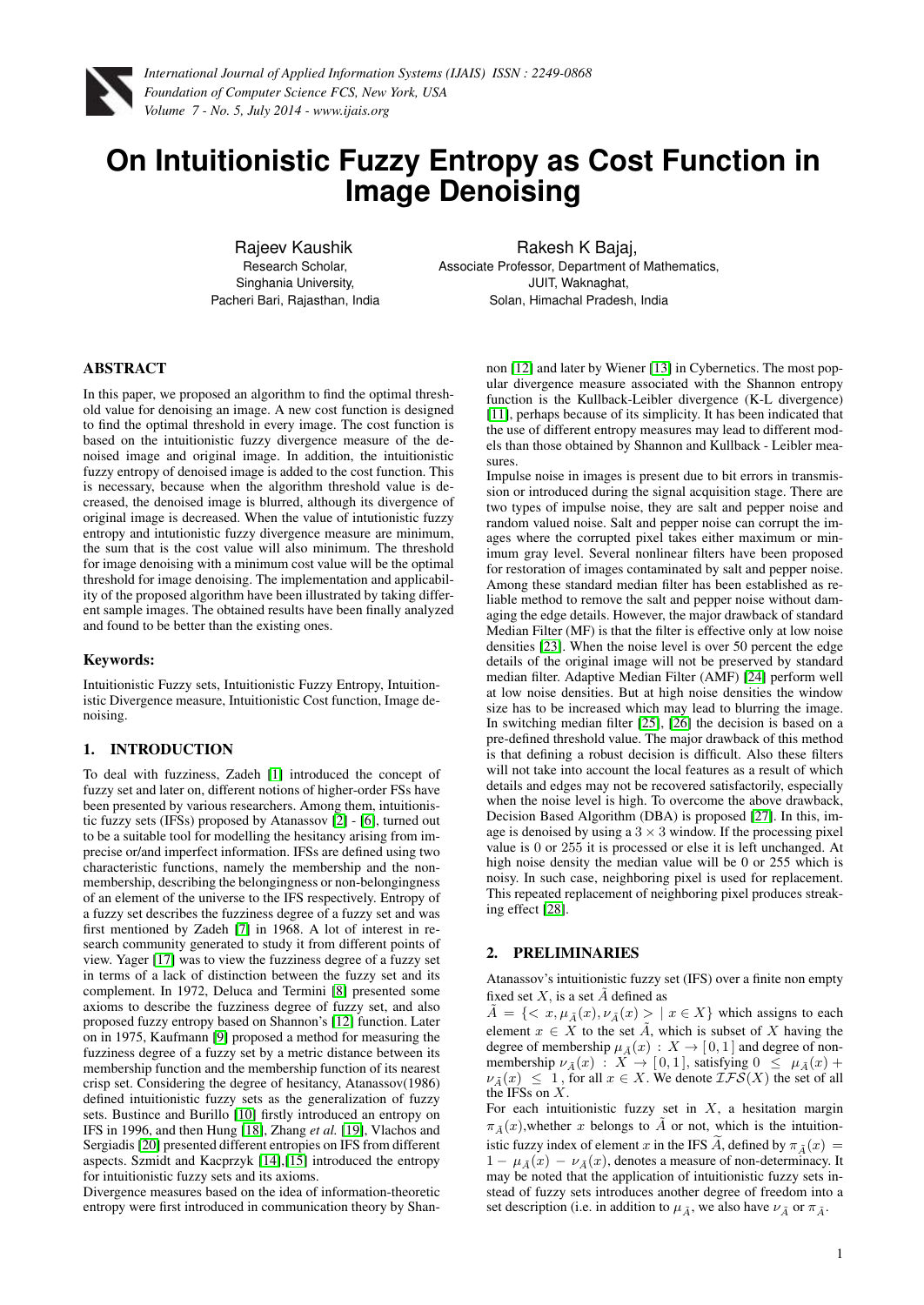# On Intuitionistic Fuzzy Entropy as Cost Function in Image Denoising

Rajeev Kaushik
Research Scholar,
Singhania University,
Pacheri Bari, Rajasthan, India

Rakesh K Bajaj,
Associate Professor, Department of Mathematics,
JUIT, Waknaghat,
Solan, Himachal Pradesh, India

## ABSTRACT

In this paper, we proposed an algorithm to find the optimal threshold value for denoising an image. A new cost function is designed to find the optimal threshold in every image. The cost function is based on the intuitionistic fuzzy divergence measure of the denoised image and original image. In addition, the intuitionistic fuzzy entropy of denoised image is added to the cost function. This is necessary, because when the algorithm threshold value is decreased, the denoised image is blurred, although its divergence of original image is decreased. When the value of intutionistic fuzzy entropy and intutionistic fuzzy divergence measure are minimum, the sum that is the cost value will also minimum. The threshold for image denoising with a minimum cost value will be the optimal threshold for image denoising. The implementation and applicability of the proposed algorithm have been illustrated by taking different sample images. The obtained results have been finally analyzed and found to be better than the existing ones.

### Keywords:

Intuitionistic Fuzzy sets, Intuitionistic Fuzzy Entropy, Intuitionistic Divergence measure, Intuitionistic Cost function, Image denoising.

## 1. INTRODUCTION

To deal with fuzziness, Zadeh [1] introduced the concept of fuzzy set and later on, different notions of higher-order FSs have been presented by various researchers. Among them, intuitionistic fuzzy sets (IFSs) proposed by Atanassov [2] - [6], turned out to be a suitable tool for modelling the hesitancy arising from imprecise or/and imperfect information. IFSs are defined using two characteristic functions, namely the membership and the non-membership, describing the belongingness or non-belongingness of an element of the universe to the IFS respectively. Entropy of a fuzzy set describes the fuzziness degree of a fuzzy set and was first mentioned by Zadeh [7] in 1968. A lot of interest in research community generated to study it from different points of view. Yager [17] was to view the fuzziness degree of a fuzzy set in terms of a lack of distinction between the fuzzy set and its complement. In 1972, Deluca and Termini [8] presented some axioms to describe the fuzziness degree of fuzzy set, and also proposed fuzzy entropy based on Shannon's [12] function. Later on in 1975, Kaufmann [9] proposed a method for measuring the fuzziness degree of a fuzzy set by a metric distance between its membership function and the membership function of its nearest crisp set. Considering the degree of hesitancy, Atanassov(1986) defined intuitionistic fuzzy sets as the generalization of fuzzy sets. Bustince and Burillo [10] firstly introduced an entropy on IFS in 1996, and then Hung [18], Zhang *et al.* [19], Vlachos and Sergiadis [20] presented different entropies on IFS from different aspects. Szmidt and Kacprzyk [14],[15] introduced the entropy for intuitionistic fuzzy sets and its axioms.

Divergence measures based on the idea of information-theoretic entropy were first introduced in communication theory by Shannon [12] and later by Wiener [13] in Cybernetics. The most popular divergence measure associated with the Shannon entropy function is the Kullback-Leibler divergence (K-L divergence) [11], perhaps because of its simplicity. It has been indicated that the use of different entropy measures may lead to different models than those obtained by Shannon and Kullback - Leibler measures.

Impulse noise in images is present due to bit errors in transmission or introduced during the signal acquisition stage. There are two types of impulse noise, they are salt and pepper noise and random valued noise. Salt and pepper noise can corrupt the images where the corrupted pixel takes either maximum or minimum gray level. Several nonlinear filters have been proposed for restoration of images contaminated by salt and pepper noise. Among these standard median filter has been established as reliable method to remove the salt and pepper noise without damaging the edge details. However, the major drawback of standard Median Filter (MF) is that the filter is effective only at low noise densities [23]. When the noise level is over 50 percent the edge details of the original image will not be preserved by standard median filter. Adaptive Median Filter (AMF) [24] perform well at low noise densities. But at high noise densities the window size has to be increased which may lead to blurring the image. In switching median filter [25], [26] the decision is based on a pre-defined threshold value. The major drawback of this method is that defining a robust decision is difficult. Also these filters will not take into account the local features as a result of which details and edges may not be recovered satisfactorily, especially when the noise level is high. To overcome the above drawback, Decision Based Algorithm (DBA) is proposed [27]. In this, image is denoised by using a $3 \times 3$ window. If the processing pixel value is 0 or 255 it is processed or else it is left unchanged. At high noise density the median value will be 0 or 255 which is noisy. In such case, neighboring pixel is used for replacement. This repeated replacement of neighboring pixel produces streaking effect [28].

## 2. PRELIMINARIES

Atanassov's intuitionistic fuzzy set (IFS) over a finite non empty fixed set $X$, is a set $\tilde{A}$ defined as

$\tilde{A} = \{< x, \mu_{\tilde{A}}(x), \nu_{\tilde{A}}(x) > \mid x \in X\}$ which assigns to each element $x \in X$ to the set $\tilde{A}$, which is subset of $X$ having the degree of membership $\mu_{\tilde{A}}(x) : X \to [0,1]$ and degree of non-membership $\nu_{\tilde{A}}(x) : X \to [0,1]$, satisfying $0 \leq \mu_{\tilde{A}}(x) + \nu_{\tilde{A}}(x) \leq 1$, for all $x \in X$. We denote $\mathcal{IFS}(X)$ the set of all the IFSs on $X$.

For each intuitionistic fuzzy set in $X$, a hesitation margin $\pi_{\tilde{A}}(x)$,whether $x$ belongs to $\tilde{A}$ or not, which is the intuitionistic fuzzy index of element $x$ in the IFS $\widetilde{A}$, defined by $\pi_{\tilde{A}}(x) = 1 - \mu_{\tilde{A}}(x) - \nu_{\tilde{A}}(x)$, denotes a measure of non-determinacy. It may be noted that the application of intuitionistic fuzzy sets instead of fuzzy sets introduces another degree of freedom into a set description (i.e. in addition to $\mu_{\tilde{A}}$, we also have $\nu_{\tilde{A}}$ or $\pi_{\tilde{A}}$.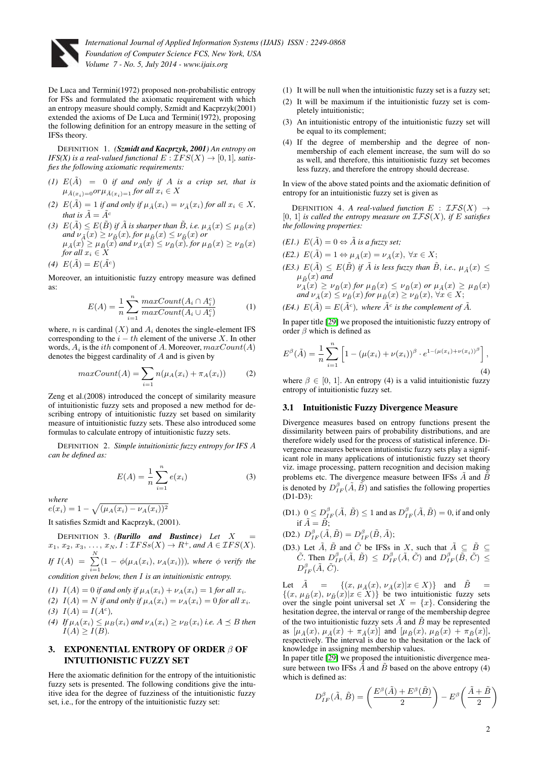De Luca and Termini(1972) proposed non-probabilistic entropy for FSs and formulated the axiomatic requirement with which an entropy measure should comply, Szmidt and Kacprzyk(2001) extended the axioms of De Luca and Termini(1972), proposing the following definition for an entropy measure in the setting of IFSs theory.

DEFINITION 1. ***(Szmidt and Kacprzyk, 2001)*** *An entropy on IFS(X) is a real-valued functional $E : \mathcal{IFS}(X) \to [0, 1]$, satisfies the following axiomatic requirements:*

*(1)* $E(\tilde{A}) = 0$ *if and only if* $A$ *is a crisp set, that is* $\mu_{\tilde{A}(x_i)=0} or \mu_{\tilde{A}(x_i)=1}$ *for all* $x_i \in X$

*(2)* $E(\tilde{A}) = 1$ *if and only if* $\mu_{\tilde{A}}(x_i) = \nu_{\tilde{A}}(x_i)$ *for all* $x_i \in X$, *that is* $\tilde{A} = \tilde{A}^c$

*(3)* $E(\tilde{A}) \le E(\tilde{B})$ *if* $\tilde{A}$ *is sharper than* $\tilde{B}$, *i.e.* $\mu_{\tilde{A}}(x) \le \mu_{\tilde{B}}(x)$ *and* $\nu_{\tilde{A}}(x) \ge \nu_{\tilde{B}}(x)$, *for* $\mu_{\tilde{B}}(x) \le \nu_{\tilde{B}}(x)$ *or* $\mu_{\tilde{A}}(x) \ge \mu_{\tilde{B}}(x)$ *and* $\nu_{\tilde{A}}(x) \le \nu_{\tilde{B}}(x)$, *for* $\mu_{\tilde{B}}(x) \ge \nu_{\tilde{B}}(x)$ *for all* $x_i \in X$

*(4)* $E(\tilde{A}) = E(\tilde{A}^c)$

Moreover, an intuitionistic fuzzy entropy measure was defined as:

$$E(A) = \frac{1}{n} \sum_{i=1}^{n} \frac{maxCount(A_i \cap A_i^c)}{maxCount(A_i \cup A_i^c)} \tag{1}$$

where, $n$ is cardinal $(X)$ and $A_i$ denotes the single-element IFS corresponding to the $i-th$ element of the universe $X$. In other words, $A_i$ is the $ith$ component of $A$. Moreover, $maxCount(A)$ denotes the biggest cardinality of $A$ and is given by

$$maxCount(A) = \sum n(\mu_A(x_i) + \pi_A(x_i)) \tag{2}$$

Zeng et al.(2008) introduced the concept of similarity measure of intuitionistic fuzzy sets and proposed a new method for describing entropy of intuitionistic fuzzy set based on similarity measure of intuitionistic fuzzy sets. These also introduced some formulas to calculate entropy of intuitionistic fuzzy sets.

DEFINITION 2. *Simple intuitionistic fuzzy entropy for IFS $A$ can be defined as:*

$$E(A) = \frac{1}{n} \sum_{i=1}^{n} e(x_i) \tag{3}$$

*where*
$e(x_i) = 1 - \sqrt{(\mu_A(x_i) - \nu_A(x_i))^2}$

It satisfies Szmidt and Kacprzyk, (2001).

DEFINITION 3. ***(Burillo and Bustince)*** *Let* $X = x_1, x_2, x_3, \ldots, x_N$, $I : \mathcal{IFS}s(X) \to R^+$, *and* $A \in \mathcal{IFS}(X)$. *If* $I(A) = \sum_{i=1}^{N} (1 - \phi(\mu_A(x_i), \nu_A(x_i)))$, *where* $\phi$ *verify the condition given below, then* $I$ *is an intuitionistic entropy.*

*(1)* $I(A) = 0$ *if and only if* $\mu_A(x_i) + \nu_A(x_i) = 1$ *for all* $x_i$.

*(2)* $I(A) = N$ *if and only if* $\mu_A(x_i) = \nu_A(x_i) = 0$ *for all* $x_i$.

*(3)* $I(A) = I(A^c)$,

*(4) If* $\mu_A(x_i) \le \mu_B(x_i)$ *and* $\nu_A(x_i) \ge \nu_B(x_i)$ *i.e.* $A \preceq B$ *then* $I(A) \ge I(B)$.

## 3. EXPONENTIAL ENTROPY OF ORDER $\beta$ OF INTUITIONISTIC FUZZY SET

Here the axiomatic definition for the entropy of the intuitionistic fuzzy sets is presented. The following conditions give the intuitive idea for the degree of fuzziness of the intuitionistic fuzzy set, i.e., for the entropy of the intuitionistic fuzzy set:

(1) It will be null when the intuitionistic fuzzy set is a fuzzy set;
(2) It will be maximum if the intuitionistic fuzzy set is completely intuitionistic;
(3) An intuitionistic entropy of the intuitionistic fuzzy set will be equal to its complement;
(4) If the degree of membership and the degree of non-membership of each element increase, the sum will do so as well, and therefore, this intuitionistic fuzzy set becomes less fuzzy, and therefore the entropy should decrease.

In view of the above stated points and the axiomatic definition of entropy for an intuitionistic fuzzy set is given as

DEFINITION 4. *A real-valued function* $E : \mathcal{IFS}(X) \to [0, 1]$ *is called the entropy measure on* $\mathcal{IFS}(X)$, *if* $E$ *satisfies the following properties:*

*(E1.)* $E(\tilde{A}) = 0 \Leftrightarrow \tilde{A}$ *is a fuzzy set;*

*(E2.)* $E(\tilde{A}) = 1 \Leftrightarrow \mu_{\tilde{A}}(x) = \nu_{\tilde{A}}(x)$, $\forall x \in X$;

*(E3.)* $E(\tilde{A}) \le E(\tilde{B})$ *if* $\tilde{A}$ *is less fuzzy than* $\tilde{B}$, *i.e.,* $\mu_{\tilde{A}}(x) \le \mu_{\tilde{B}}(x)$ *and* $\nu_{\tilde{A}}(x) \ge \nu_{\tilde{B}}(x)$ *for* $\mu_{\tilde{B}}(x) \le \nu_{\tilde{B}}(x)$ *or* $\mu_{\tilde{A}}(x) \ge \mu_{\tilde{B}}(x)$ *and* $\nu_{\tilde{A}}(x) \le \nu_{\tilde{B}}(x)$ *for* $\mu_{\tilde{B}}(x) \ge \nu_{\tilde{B}}(x)$, $\forall x \in X$;

*(E4.)* $E(\tilde{A}) = E(\tilde{A}^c)$, *where* $\tilde{A}^c$ *is the complement of* $\tilde{A}$.

In paper title [29] we proposed the intuitionistic fuzzy entropy of order $\beta$ which is defined as

$$E^{\beta}(\tilde{A}) = \frac{1}{n} \sum_{i=1}^{n} \left[ 1 - (\mu(x_i) + \nu(x_i))^{\beta} \cdot e^{1-(\mu(x_i)+\nu(x_i))^{\beta}} \right], \tag{4}$$

where $\beta \in [0, 1]$. An entropy (4) is a valid intuitionistic fuzzy entropy of intuitionistic fuzzy set.

### 3.1 Intuitionistic Fuzzy Divergence Measure

Divergence measures based on entropy functions present the dissimilarity between pairs of probability distributions, and are therefore widely used for the process of statistical inference. Divergence measures between intutionistic fuzzy sets play a significant role in many applications of intuitionistic fuzzy set theory viz. image processing, pattern recognition and decision making problems etc. The divergence measure between IFSs $\tilde{A}$ and $\tilde{B}$ is denoted by $D^{\beta}_{IF}(\tilde{A}, \tilde{B})$ and satisfies the following properties (D1-D3):

(D1.) $0 \le D^{\beta}_{IF}(\tilde{A}, \tilde{B}) \le 1$ and as $D^{\beta}_{IF}(\tilde{A}, \tilde{B}) = 0$, if and only if $\tilde{A} = \tilde{B}$;

(D2.) $D^{\beta}_{IF}(\tilde{A}, \tilde{B}) = D^{\beta}_{IF}(\tilde{B}, \tilde{A})$;

(D3.) Let $\tilde{A}$, $\tilde{B}$ and $\tilde{C}$ be IFSs in $X$, such that $\tilde{A} \subseteq \tilde{B} \subseteq \tilde{C}$. Then $D^{\beta}_{IF}(\tilde{A}, \tilde{B}) \le D^{\beta}_{IF}(\tilde{A}, \tilde{C})$ and $D^{\beta}_{IF}(\tilde{B}, \tilde{C}) \le D^{\beta}_{IF}(\tilde{A}, \tilde{C})$.

Let $\tilde{A} = \{(x, \mu_{\tilde{A}}(x), \nu_{\tilde{A}}(x) | x \in X)\}$ and $\tilde{B} = \{(x, \mu_{\tilde{B}}(x), \nu_{\tilde{B}}(x) | x \in X)\}$ be two intuitionistic fuzzy sets over the single point universal set $X = \{x\}$. Considering the hesitation degree, the interval or range of the membership degree of the two intuitionistic fuzzy sets $\tilde{A}$ and $\tilde{B}$ may be represented as $[\mu_{\tilde{A}}(x), \mu_{\tilde{A}}(x) + \pi_{\tilde{A}}(x)]$ and $[\mu_{\tilde{B}}(x), \mu_{\tilde{B}}(x) + \pi_{\tilde{B}}(x)]$, respectively. The interval is due to the hesitation or the lack of knowledge in assigning membership values.

In paper title [29] we proposed the intuitionistic divergence measure between two IFSs $\tilde{A}$ and $\tilde{B}$ based on the above entropy (4) which is defined as:

$$D^{\beta}_{IF}(\tilde{A}, \tilde{B}) = \left( \frac{E^{\beta}(\tilde{A}) + E^{\beta}(\tilde{B})}{2} \right) - E^{\beta}\left( \frac{\tilde{A} + \tilde{B}}{2} \right)$$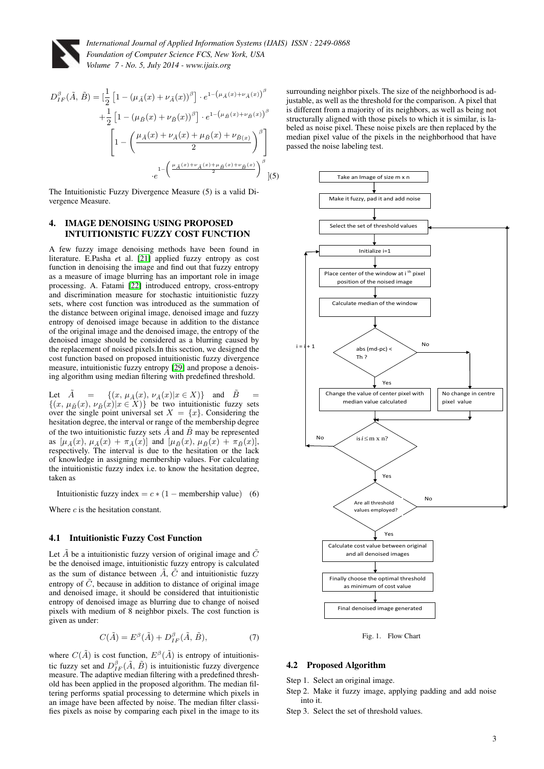$$D^{\beta}_{IF}(\tilde{A}, \tilde{B}) = [\frac{1}{2}\left[1-(\mu_{\tilde{A}}(x)+\nu_{\tilde{A}}(x))^{\beta}\right]\cdot e^{1-\left(\mu_{\tilde{A}}(x)+\nu_{\tilde{A}}(x)\right)^{\beta}} + \frac{1}{2}\left[1-(\mu_{\tilde{B}}(x)+\nu_{\tilde{B}}(x))^{\beta}\right]\cdot e^{1-\left(\mu_{\tilde{B}}(x)+\nu_{\tilde{B}}(x)\right)^{\beta}} \left[1-\left(\frac{\mu_{\tilde{A}}(x)+\nu_{\tilde{A}}(x)+\mu_{\tilde{B}}(x)+\nu_{\tilde{B}(x)}}{2}\right)^{\beta}\right] \cdot e^{1-\left(\frac{\mu_{\tilde{A}}(x)+\nu_{\tilde{A}}(x)+\mu_{\tilde{B}}(x)+\nu_{\tilde{B}}(x)}{2}\right)^{\beta}}] \quad (5)$$

The Intuitionistic Fuzzy Divergence Measure (5) is a valid Divergence Measure.

## 4. IMAGE DENOISING USING PROPOSED INTUITIONISTIC FUZZY COST FUNCTION

A few fuzzy image denoising methods have been found in literature. E.Pasha *e*t al. [21] applied fuzzy entropy as cost function in denoising the image and find out that fuzzy entropy as a measure of image blurring has an important role in image processing. A. Fatami [22] introduced entropy, cross-entropy and discrimination measure for stochastic intuitionistic fuzzy sets, where cost function was introduced as the summation of the distance between original image, denoised image and fuzzy entropy of denoised image because in addition to the distance of the original image and the denoised image, the entropy of the denoised image should be considered as a blurring caused by the replacement of noised pixels.In this section, we designed the cost function based on proposed intuitionistic fuzzy divergence measure, intuitionistic fuzzy entropy [29] and propose a denoising algorithm using median filtering with predefined threshold.

Let $\tilde{A} = \{(x, \mu_{\tilde{A}}(x), \nu_{\tilde{A}}(x)|x \in X)\}$ and $\tilde{B} = \{(x, \mu_{\tilde{B}}(x), \nu_{\tilde{B}}(x)|x \in X)\}$ be two intuitionistic fuzzy sets over the single point universal set $X = \{x\}$. Considering the hesitation degree, the interval or range of the membership degree of the two intuitionistic fuzzy sets $\tilde{A}$ and $\tilde{B}$ may be represented as $[\mu_{\tilde{A}}(x), \mu_{\tilde{A}}(x) + \pi_{\tilde{A}}(x)]$ and $[\mu_{\tilde{B}}(x), \mu_{\tilde{B}}(x) + \pi_{\tilde{B}}(x)]$, respectively. The interval is due to the hesitation or the lack of knowledge in assigning membership values. For calculating the intuitionistic fuzzy index i.e. to know the hesitation degree, taken as

$$\text{Intuitionistic fuzzy index} = c * (1 - \text{membership value}) \quad (6)$$

Where $c$ is the hesitation constant.

### 4.1 Intuitionistic Fuzzy Cost Function

Let $\tilde{A}$ be a intuitionistic fuzzy version of original image and $\tilde{C}$ be the denoised image, intuitionistic fuzzy entropy is calculated as the sum of distance between $\tilde{A}$, $\tilde{C}$ and intuitionistic fuzzy entropy of $\tilde{C}$, because in addition to distance of original image and denoised image, it should be considered that intuitionistic entropy of denoised image as blurring due to change of noised pixels with medium of 8 neighbor pixels. The cost function is given as under:

$$C(\tilde{A}) = E^{\beta}(\tilde{A}) + D^{\beta}_{IF}(\tilde{A}, \tilde{B}), \quad (7)$$

where $C(\tilde{A})$ is cost function, $E^{\beta}(\tilde{A})$ is entropy of intuitionistic fuzzy set and $D^{\beta}_{IF}(\tilde{A}, \tilde{B})$ is intuitionistic fuzzy divergence measure. The adaptive median filtering with a predefined threshold has been applied in the proposed algorithm. The median filtering performs spatial processing to determine which pixels in an image have been affected by noise. The median filter classifies pixels as noise by comparing each pixel in the image to its surrounding neighbor pixels. The size of the neighborhood is adjustable, as well as the threshold for the comparison. A pixel that is different from a majority of its neighbors, as well as being not structurally aligned with those pixels to which it is similar, is labeled as noise pixel. These noise pixels are then replaced by the median pixel value of the pixels in the neighborhood that have passed the noise labeling test.

Take an Image of size m x n → Make it fuzzy, pad it and add noise → Select the set of threshold values → Initialize i=1 → Place center of the window at i th pixel position of the noised image → Calculate median of the window → abs (md-pc) < Th ? (Yes: Change the value of center pixel with median value calculated; No: No change in centre pixel value) → is i ≤ m x n? (No: i = i + 1) → Are all threshold values employed? (No: return to Select the set of threshold values) → Yes → Calculate cost value between original and all denoised images → Finally choose the optimal threshold as minimum of cost value → Final denoised image generated

Fig. 1. Flow Chart

### 4.2 Proposed Algorithm

Step 1. Select an original image.

Step 2. Make it fuzzy image, applying padding and add noise into it.

Step 3. Select the set of threshold values.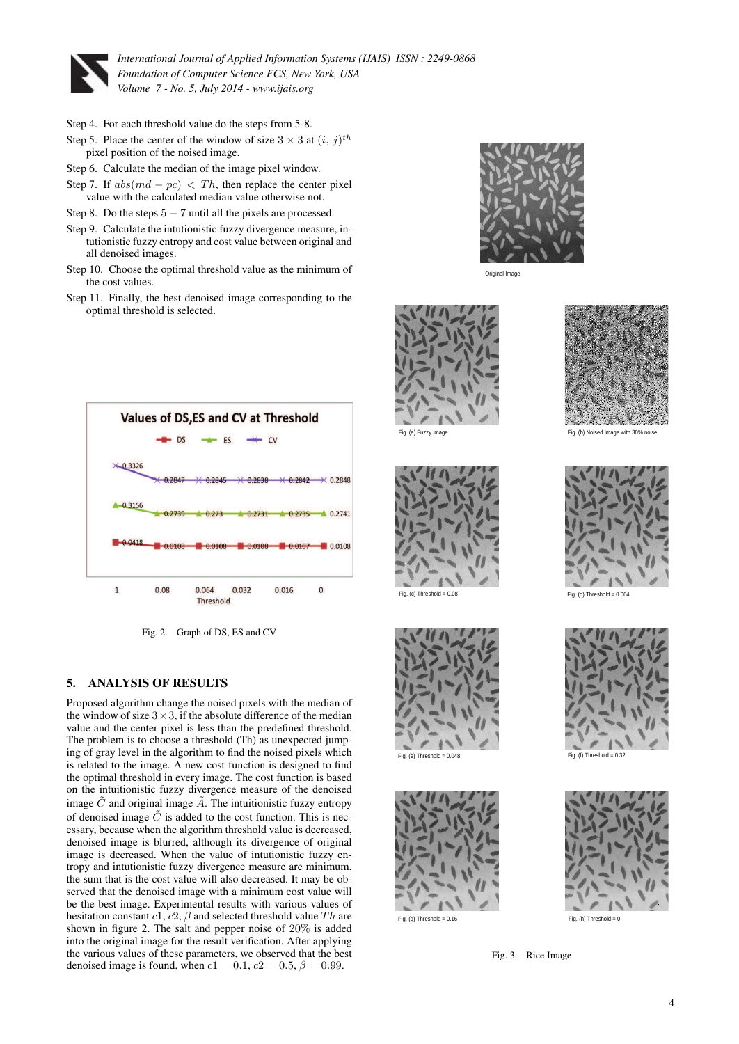Step 4. For each threshold value do the steps from 5-8.

Step 5. Place the center of the window of size $3 \times 3$ at $(i, j)^{th}$ pixel position of the noised image.

Step 6. Calculate the median of the image pixel window.

Step 7. If $abs(md - pc) < Th$, then replace the center pixel value with the calculated median value otherwise not.

Step 8. Do the steps $5 - 7$ until all the pixels are processed.

Step 9. Calculate the intutionistic fuzzy divergence measure, intutionistic fuzzy entropy and cost value between original and all denoised images.

Step 10. Choose the optimal threshold value as the minimum of the cost values.

Step 11. Finally, the best denoised image corresponding to the optimal threshold is selected.

Fig. 2. Graph of DS, ES and CV

## 5. ANALYSIS OF RESULTS

Proposed algorithm change the noised pixels with the median of the window of size $3 \times 3$, if the absolute difference of the median value and the center pixel is less than the predefined threshold. The problem is to choose a threshold (Th) as unexpected jumping of gray level in the algorithm to find the noised pixels which is related to the image. A new cost function is designed to find the optimal threshold in every image. The cost function is based on the intuitionistic fuzzy divergence measure of the denoised image $\tilde{C}$ and original image $\tilde{A}$. The intuitionistic fuzzy entropy of denoised image $\tilde{C}$ is added to the cost function. This is necessary, because when the algorithm threshold value is decreased, denoised image is blurred, although its divergence of original image is decreased. When the value of intutionistic fuzzy entropy and intutionistic fuzzy divergence measure are minimum, the sum that is the cost value also decreased. It may be observed that the denoised image with a minimum cost value will be the best image. Experimental results with various values of hesitation constant $c1$, $c2$, $\beta$ and selected threshold value $Th$ are shown in figure 2. The salt and pepper noise of 20% is added into the original image for the result verification. After applying the various values of these parameters, we observed that the best denoised image is found, when $c1 = 0.1$, $c2 = 0.5$, $\beta = 0.99$.

Original Image

Fig. (a) Fuzzy Image

Fig. (b) Noised Image with 30% noise

Fig. (c) Threshold = 0.08

Fig. (d) Threshold = 0.064

Fig. (e) Threshold = 0.048

Fig. (f) Threshold = 0.32

Fig. (g) Threshold = 0.16

Fig. (h) Threshold = 0

Fig. 3. Rice Image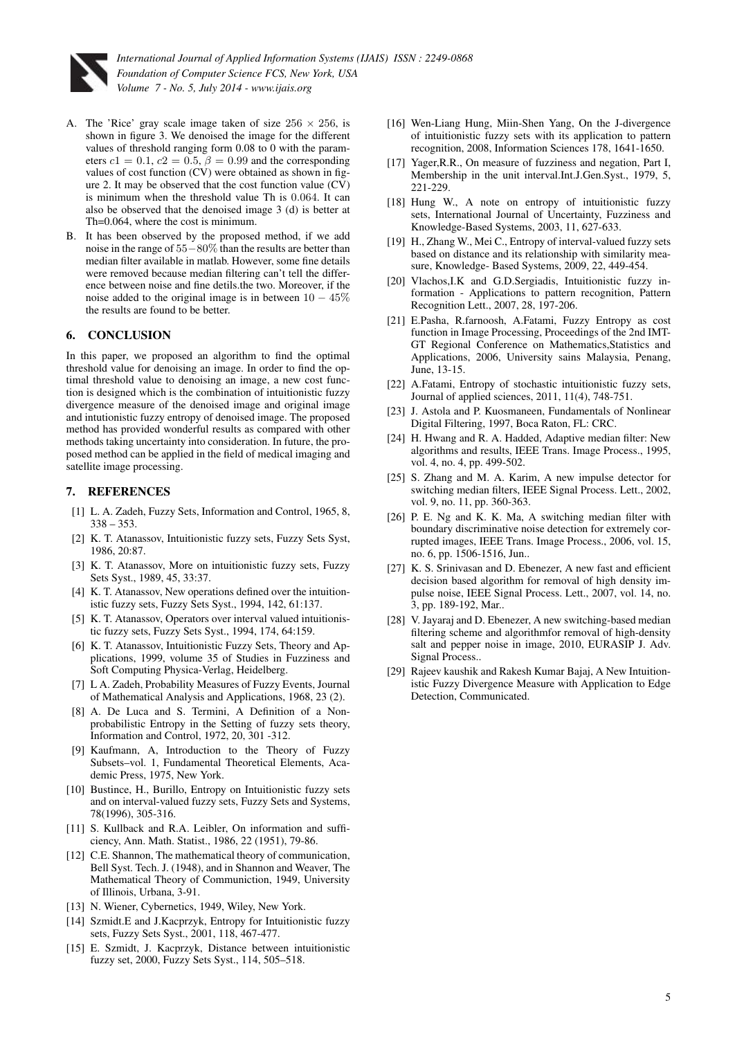A. The 'Rice' gray scale image taken of size $256 \times 256$, is shown in figure 3. We denoised the image for the different values of threshold ranging form 0.08 to 0 with the parameters $c1 = 0.1$, $c2 = 0.5$, $\beta = 0.99$ and the corresponding values of cost function (CV) were obtained as shown in figure 2. It may be observed that the cost function value (CV) is minimum when the threshold value Th is $0.064$. It can also be observed that the denoised image 3 (d) is better at Th=0.064, where the cost is minimum.

B. It has been observed by the proposed method, if we add noise in the range of $55-80\%$ than the results are better than median filter available in matlab. However, some fine details were removed because median filtering can't tell the difference between noise and fine detils.the two. Moreover, if the noise added to the original image is in between $10-45\%$ the results are found to be better.

## 6. CONCLUSION

In this paper, we proposed an algorithm to find the optimal threshold value for denoising an image. In order to find the optimal threshold value to denoising an image, a new cost function is designed which is the combination of intuitionistic fuzzy divergence measure of the denoised image and original image and intutionistic fuzzy entropy of denoised image. The proposed method has provided wonderful results as compared with other methods taking uncertainty into consideration. In future, the proposed method can be applied in the field of medical imaging and satellite image processing.

## 7. REFERENCES

[1] L. A. Zadeh, Fuzzy Sets, Information and Control, 1965, 8, 338 – 353.

[2] K. T. Atanassov, Intuitionistic fuzzy sets, Fuzzy Sets Syst, 1986, 20:87.

[3] K. T. Atanassov, More on intuitionistic fuzzy sets, Fuzzy Sets Syst., 1989, 45, 33:37.

[4] K. T. Atanassov, New operations defined over the intuitionistic fuzzy sets, Fuzzy Sets Syst., 1994, 142, 61:137.

[5] K. T. Atanassov, Operators over interval valued intuitionistic fuzzy sets, Fuzzy Sets Syst., 1994, 174, 64:159.

[6] K. T. Atanassov, Intuitionistic Fuzzy Sets, Theory and Applications, 1999, volume 35 of Studies in Fuzziness and Soft Computing Physica-Verlag, Heidelberg.

[7] L A. Zadeh, Probability Measures of Fuzzy Events, Journal of Mathematical Analysis and Applications, 1968, 23 (2).

[8] A. De Luca and S. Termini, A Definition of a Non-probabilistic Entropy in the Setting of fuzzy sets theory, Information and Control, 1972, 20, 301 -312.

[9] Kaufmann, A, Introduction to the Theory of Fuzzy Subsets–vol. 1, Fundamental Theoretical Elements, Academic Press, 1975, New York.

[10] Bustince, H., Burillo, Entropy on Intuitionistic fuzzy sets and on interval-valued fuzzy sets, Fuzzy Sets and Systems, 78(1996), 305-316.

[11] S. Kullback and R.A. Leibler, On information and sufficiency, Ann. Math. Statist., 1986, 22 (1951), 79-86.

[12] C.E. Shannon, The mathematical theory of communication, Bell Syst. Tech. J. (1948), and in Shannon and Weaver, The Mathematical Theory of Communiction, 1949, University of Illinois, Urbana, 3-91.

[13] N. Wiener, Cybernetics, 1949, Wiley, New York.

[14] Szmidt.E and J.Kacprzyk, Entropy for Intuitionistic fuzzy sets, Fuzzy Sets Syst., 2001, 118, 467-477.

[15] E. Szmidt, J. Kacprzyk, Distance between intuitionistic fuzzy set, 2000, Fuzzy Sets Syst., 114, 505–518.

[16] Wen-Liang Hung, Miin-Shen Yang, On the J-divergence of intuitionistic fuzzy sets with its application to pattern recognition, 2008, Information Sciences 178, 1641-1650.

[17] Yager,R.R., On measure of fuzziness and negation, Part I, Membership in the unit interval.Int.J.Gen.Syst., 1979, 5, 221-229.

[18] Hung W., A note on entropy of intuitionistic fuzzy sets, International Journal of Uncertainty, Fuzziness and Knowledge-Based Systems, 2003, 11, 627-633.

[19] H., Zhang W., Mei C., Entropy of interval-valued fuzzy sets based on distance and its relationship with similarity measure, Knowledge- Based Systems, 2009, 22, 449-454.

[20] Vlachos,I.K and G.D.Sergiadis, Intuitionistic fuzzy information - Applications to pattern recognition, Pattern Recognition Lett., 2007, 28, 197-206.

[21] E.Pasha, R.farnoosh, A.Fatami, Fuzzy Entropy as cost function in Image Processing, Proceedings of the 2nd IMT-GT Regional Conference on Mathematics,Statistics and Applications, 2006, University sains Malaysia, Penang, June, 13-15.

[22] A.Fatami, Entropy of stochastic intuitionistic fuzzy sets, Journal of applied sciences, 2011, 11(4), 748-751.

[23] J. Astola and P. Kuosmaneen, Fundamentals of Nonlinear Digital Filtering, 1997, Boca Raton, FL: CRC.

[24] H. Hwang and R. A. Hadded, Adaptive median filter: New algorithms and results, IEEE Trans. Image Process., 1995, vol. 4, no. 4, pp. 499-502.

[25] S. Zhang and M. A. Karim, A new impulse detector for switching median filters, IEEE Signal Process. Lett., 2002, vol. 9, no. 11, pp. 360-363.

[26] P. E. Ng and K. K. Ma, A switching median filter with boundary discriminative noise detection for extremely corrupted images, IEEE Trans. Image Process., 2006, vol. 15, no. 6, pp. 1506-1516, Jun..

[27] K. S. Srinivasan and D. Ebenezer, A new fast and efficient decision based algorithm for removal of high density impulse noise, IEEE Signal Process. Lett., 2007, vol. 14, no. 3, pp. 189-192, Mar..

[28] V. Jayaraj and D. Ebenezer, A new switching-based median filtering scheme and algorithmfor removal of high-density salt and pepper noise in image, 2010, EURASIP J. Adv. Signal Process..

[29] Rajeev kaushik and Rakesh Kumar Bajaj, A New Intuitionistic Fuzzy Divergence Measure with Application to Edge Detection, Communicated.